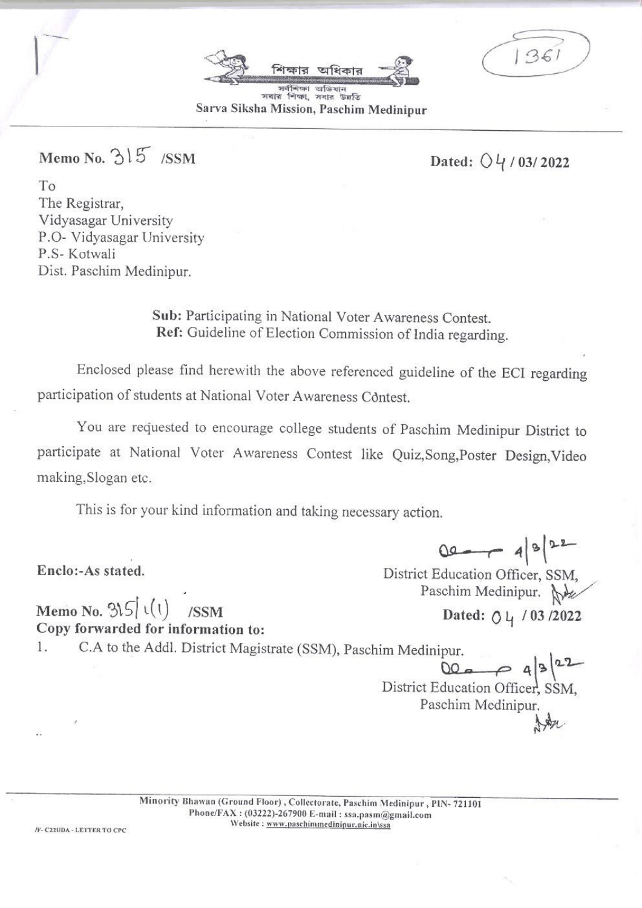শিক্ষার অধিকার

সর্বশিক্ষা অভিযান
সবার শিক্ষা, সবার উন্নতি

**Sarva Siksha Mission, Paschim Medinipur**

1361

**Memo No.** 315 **/SSM** **Dated:** 04 / 03/ 2022

To
The Registrar,
Vidyasagar University
P.O- Vidyasagar University
P.S- Kotwali
Dist. Paschim Medinipur.

**Sub:** Participating in National Voter Awareness Contest.
**Ref:** Guideline of Election Commission of India regarding.

Enclosed please find herewith the above referenced guideline of the ECI regarding participation of students at National Voter Awareness Contest.

You are requested to encourage college students of Paschim Medinipur District to participate at National Voter Awareness Contest like Quiz,Song,Poster Design,Video making,Slogan etc.

This is for your kind information and taking necessary action.

**Enclo:-As stated.**

4/3/22
District Education Officer, SSM,
Paschim Medinipur.

**Memo No.** 315/1(1) **/SSM** **Dated:** 04 / 03 /2022

**Copy forwarded for information to:**

1. C.A to the Addl. District Magistrate (SSM), Paschim Medinipur.

4/3/22
District Education Officer, SSM,
Paschim Medinipur.

Minority Bhawan (Ground Floor), Collectorate, Paschim Medinipur, PIN- 721101
Phone/FAX : (03222)-267900 E-mail : ssa.pasm@gmail.com
Website : www.paschimmedinipur.nic.in\ssa

/F- C22UDA - LETTER TO CPC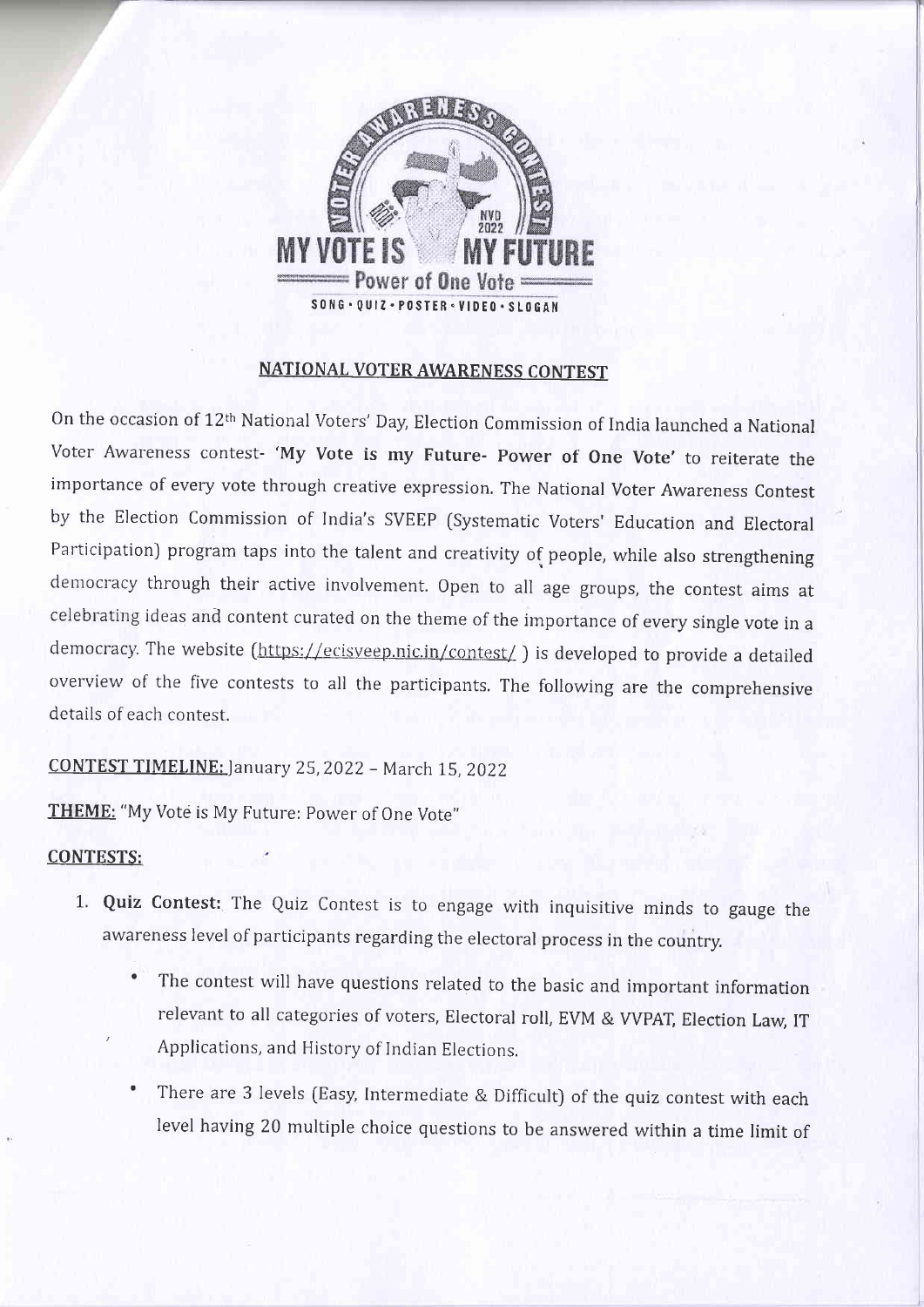MY VOTE IS MY FUTURE

Power of One Vote

SONG • QUIZ • POSTER • VIDEO • SLOGAN

## NATIONAL VOTER AWARENESS CONTEST

On the occasion of 12th National Voters' Day, Election Commission of India launched a National Voter Awareness contest- **'My Vote is my Future- Power of One Vote'** to reiterate the importance of every vote through creative expression. The National Voter Awareness Contest by the Election Commission of India's SVEEP (Systematic Voters' Education and Electoral Participation) program taps into the talent and creativity of people, while also strengthening democracy through their active involvement. Open to all age groups, the contest aims at celebrating ideas and content curated on the theme of the importance of every single vote in a democracy. The website (https://ecisveep.nic.in/contest/ ) is developed to provide a detailed overview of the five contests to all the participants. The following are the comprehensive details of each contest.

**CONTEST TIMELINE:** January 25, 2022 – March 15, 2022

**THEME:** "My Vote is My Future: Power of One Vote"

**CONTESTS:**

1. **Quiz Contest:** The Quiz Contest is to engage with inquisitive minds to gauge the awareness level of participants regarding the electoral process in the country.
   - The contest will have questions related to the basic and important information relevant to all categories of voters, Electoral roll, EVM & VVPAT, Election Law, IT Applications, and History of Indian Elections.
   - There are 3 levels (Easy, Intermediate & Difficult) of the quiz contest with each level having 20 multiple choice questions to be answered within a time limit of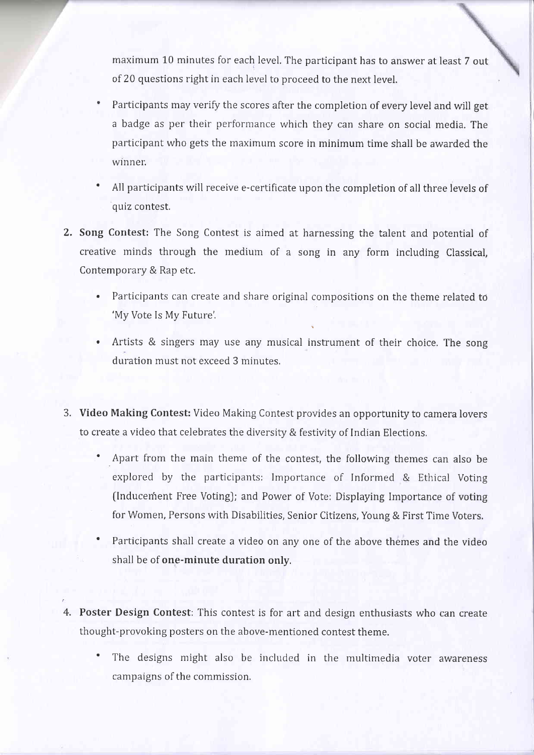maximum 10 minutes for each level. The participant has to answer at least 7 out of 20 questions right in each level to proceed to the next level.

- Participants may verify the scores after the completion of every level and will get a badge as per their performance which they can share on social media. The participant who gets the maximum score in minimum time shall be awarded the winner.
- All participants will receive e-certificate upon the completion of all three levels of quiz contest.

2. **Song Contest:** The Song Contest is aimed at harnessing the talent and potential of creative minds through the medium of a song in any form including Classical, Contemporary & Rap etc.
   - Participants can create and share original compositions on the theme related to 'My Vote Is My Future'.
   - Artists & singers may use any musical instrument of their choice. The song duration must not exceed 3 minutes.

3. **Video Making Contest:** Video Making Contest provides an opportunity to camera lovers to create a video that celebrates the diversity & festivity of Indian Elections.
   - Apart from the main theme of the contest, the following themes can also be explored by the participants: Importance of Informed & Ethical Voting (Inducement Free Voting); and Power of Vote: Displaying Importance of voting for Women, Persons with Disabilities, Senior Citizens, Young & First Time Voters.
   - Participants shall create a video on any one of the above themes and the video shall be of **one-minute duration only**.

4. **Poster Design Contest**: This contest is for art and design enthusiasts who can create thought-provoking posters on the above-mentioned contest theme.
   - The designs might also be included in the multimedia voter awareness campaigns of the commission.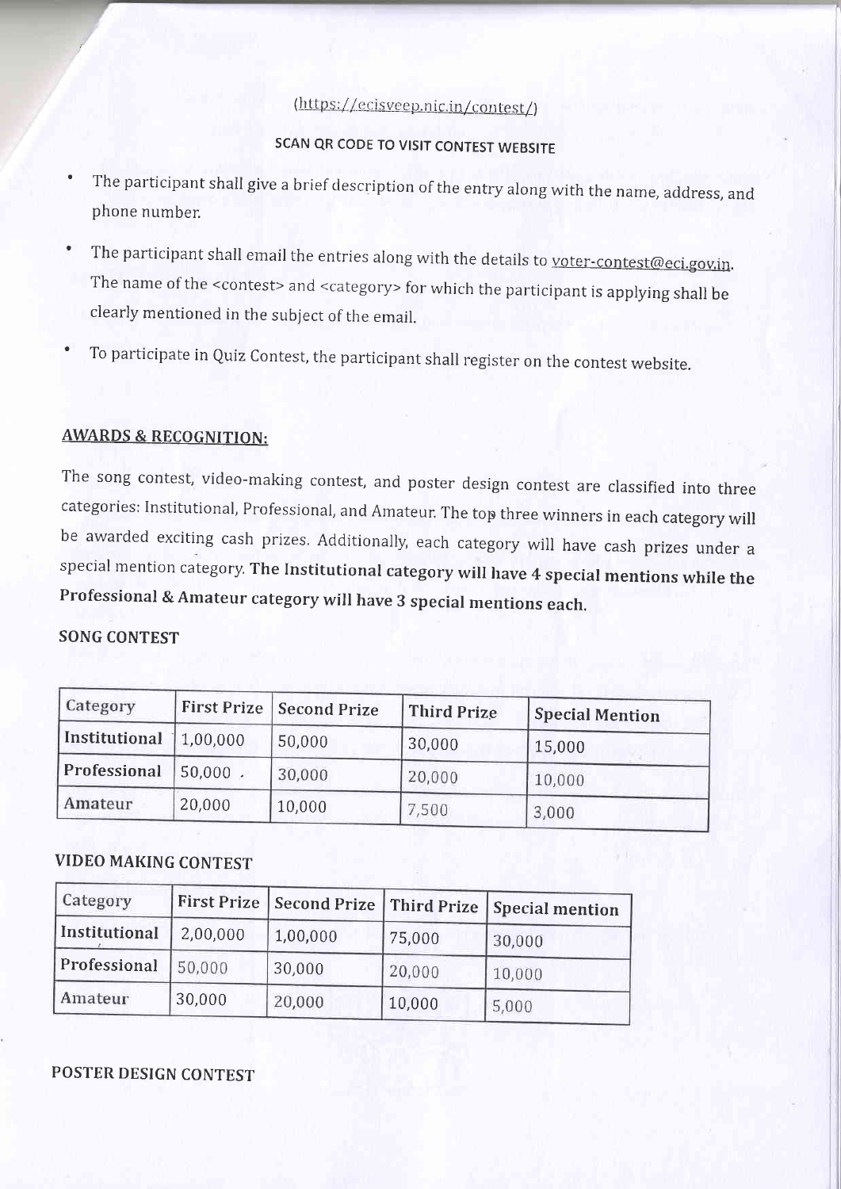(https://ecisveep.nic.in/contest/)

**SCAN QR CODE TO VISIT CONTEST WEBSITE**

- The participant shall give a brief description of the entry along with the name, address, and phone number.
- The participant shall email the entries along with the details to voter-contest@eci.gov.in. The name of the <contest> and <category> for which the participant is applying shall be clearly mentioned in the subject of the email.
- To participate in Quiz Contest, the participant shall register on the contest website.

## AWARDS & RECOGNITION:

The song contest, video-making contest, and poster design contest are classified into three categories: Institutional, Professional, and Amateur. The top three winners in each category will be awarded exciting cash prizes. Additionally, each category will have cash prizes under a special mention category. **The Institutional category will have 4 special mentions while the Professional & Amateur category will have 3 special mentions each.**

### SONG CONTEST

| Category | First Prize | Second Prize | Third Prize | Special Mention |
|---|---|---|---|---|
| Institutional | 1,00,000 | 50,000 | 30,000 | 15,000 |
| Professional | 50,000 | 30,000 | 20,000 | 10,000 |
| Amateur | 20,000 | 10,000 | 7,500 | 3,000 |

### VIDEO MAKING CONTEST

| Category | First Prize | Second Prize | Third Prize | Special mention |
|---|---|---|---|---|
| Institutional | 2,00,000 | 1,00,000 | 75,000 | 30,000 |
| Professional | 50,000 | 30,000 | 20,000 | 10,000 |
| Amateur | 30,000 | 20,000 | 10,000 | 5,000 |

### POSTER DESIGN CONTEST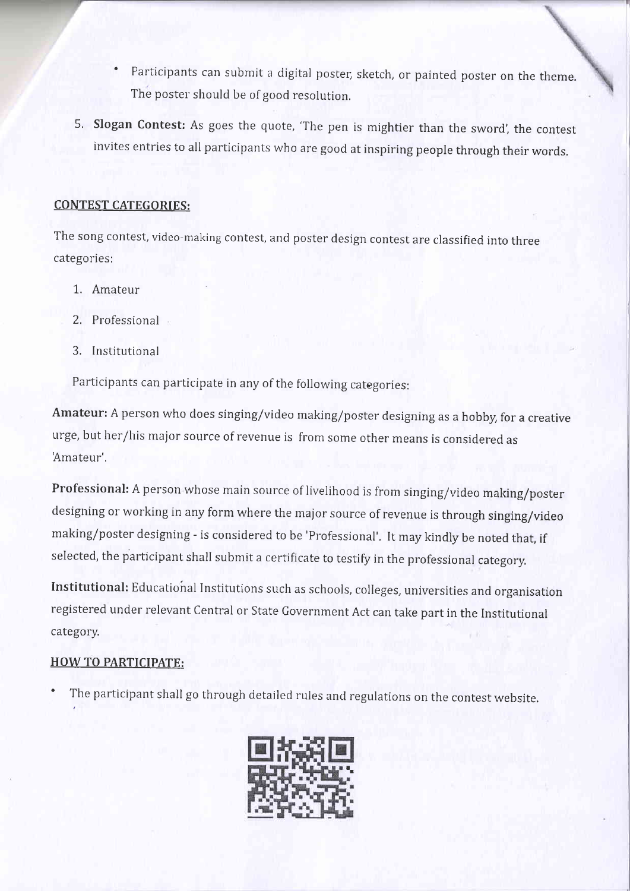- Participants can submit a digital poster, sketch, or painted poster on the theme. The poster should be of good resolution.

5. **Slogan Contest:** As goes the quote, 'The pen is mightier than the sword', the contest invites entries to all participants who are good at inspiring people through their words.

## CONTEST CATEGORIES:

The song contest, video-making contest, and poster design contest are classified into three categories:

1. Amateur
2. Professional
3. Institutional

Participants can participate in any of the following categories:

**Amateur:** A person who does singing/video making/poster designing as a hobby, for a creative urge, but her/his major source of revenue is from some other means is considered as 'Amateur'.

**Professional:** A person whose main source of livelihood is from singing/video making/poster designing or working in any form where the major source of revenue is through singing/video making/poster designing - is considered to be 'Professional'. It may kindly be noted that, if selected, the participant shall submit a certificate to testify in the professional category.

**Institutional:** Educational Institutions such as schools, colleges, universities and organisation registered under relevant Central or State Government Act can take part in the Institutional category.

## HOW TO PARTICIPATE:

- The participant shall go through detailed rules and regulations on the contest website.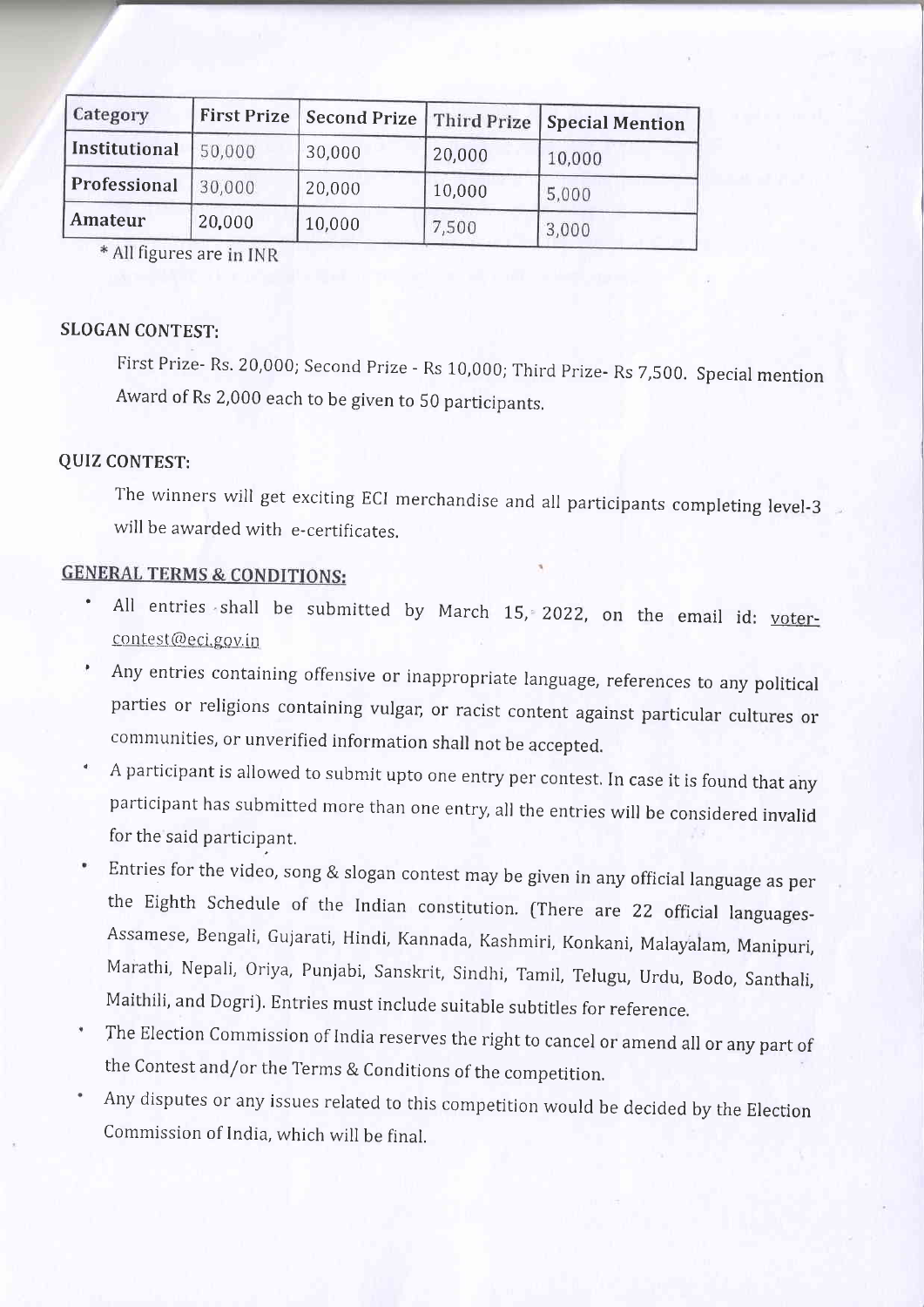| Category | First Prize | Second Prize | Third Prize | Special Mention |
|---|---|---|---|---|
| Institutional | 50,000 | 30,000 | 20,000 | 10,000 |
| Professional | 30,000 | 20,000 | 10,000 | 5,000 |
| Amateur | 20,000 | 10,000 | 7,500 | 3,000 |

\* All figures are in INR

**SLOGAN CONTEST:**

First Prize- Rs. 20,000; Second Prize - Rs 10,000; Third Prize- Rs 7,500. Special mention Award of Rs 2,000 each to be given to 50 participants.

**QUIZ CONTEST:**

The winners will get exciting ECI merchandise and all participants completing level-3 will be awarded with e-certificates.

**GENERAL TERMS & CONDITIONS:**

- All entries shall be submitted by March 15, 2022, on the email id: voter-contest@eci.gov.in
- Any entries containing offensive or inappropriate language, references to any political parties or religions containing vulgar, or racist content against particular cultures or communities, or unverified information shall not be accepted.
- A participant is allowed to submit upto one entry per contest. In case it is found that any participant has submitted more than one entry, all the entries will be considered invalid for the said participant.
- Entries for the video, song & slogan contest may be given in any official language as per the Eighth Schedule of the Indian constitution. (There are 22 official languages- Assamese, Bengali, Gujarati, Hindi, Kannada, Kashmiri, Konkani, Malayalam, Manipuri, Marathi, Nepali, Oriya, Punjabi, Sanskrit, Sindhi, Tamil, Telugu, Urdu, Bodo, Santhali, Maithili, and Dogri). Entries must include suitable subtitles for reference.
- The Election Commission of India reserves the right to cancel or amend all or any part of the Contest and/or the Terms & Conditions of the competition.
- Any disputes or any issues related to this competition would be decided by the Election Commission of India, which will be final.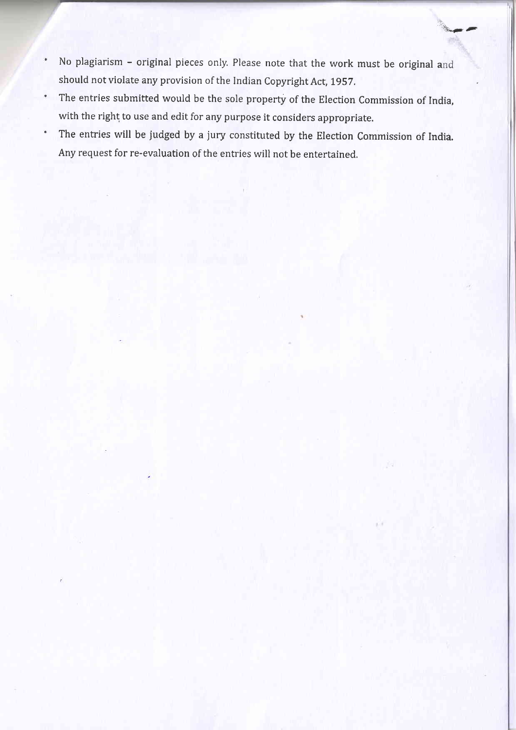- No plagiarism – original pieces only. Please note that the work must be original and should not violate any provision of the Indian Copyright Act, 1957.
- The entries submitted would be the sole property of the Election Commission of India, with the right to use and edit for any purpose it considers appropriate.
- The entries will be judged by a jury constituted by the Election Commission of India. Any request for re-evaluation of the entries will not be entertained.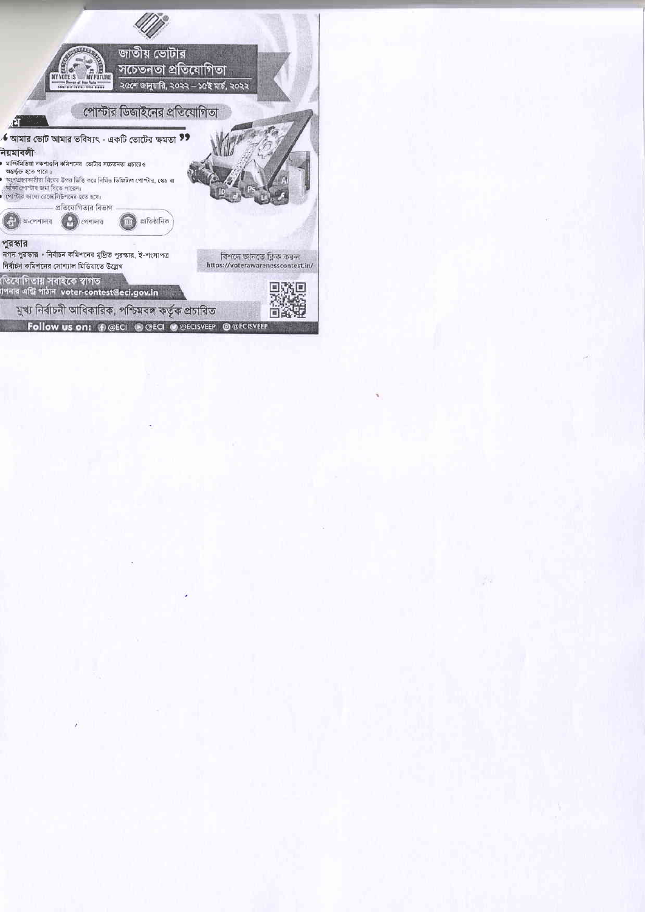# জাতীয় ভোটার সচেতনতা প্রতিযোগিতা

২৫শে জানুয়ারি, ২০২২ – ১৫ই মার্চ, ২০২২

## পোস্টার ডিজাইনের প্রতিযোগিতা

"আমার ভোট আমার ভবিষ্যৎ - একটি ভোটের ক্ষমতা"

### নিয়মাবলী

- মাল্টিমিডিয়া নকশাগুলি কমিশনের ভোটার সচেতনতা প্রচারেও অন্তর্ভুক্ত হতে পারে।
- অংশগ্রহণকারীরা থিমের উপর ভিত্তি করে নির্মিত ডিজিটাল পোস্টার, স্কেচ বা আঁকা পোস্টার জমা দিতে পারেন।
- পোস্টার ভালো রেজোলিউশনের হতে হবে।

প্রতিযোগিতার বিভাগ

অ-পেশাদার | পেশাদার | প্রাতিষ্ঠানিক

### পুরস্কার

নগদ পুরস্কার • নির্বাচন কমিশনের মুদ্রিত পুরস্কার, ই-শংসাপত্র নির্বাচন কমিশনের সোশ্যাল মিডিয়াতে উল্লেখ

বিশদে জানতে ক্লিক করুন https://voterawarenesscontest.in/

প্রতিযোগিতায় সবাইকে স্বাগত

আপনার এন্ট্রি পাঠান voter-contest@eci.gov.in

মুখ্য নির্বাচনী আধিকারিক, পশ্চিমবঙ্গ কর্তৃক প্রচারিত

Follow us on: @ECI @ECI @ECISVEEP @ECISVEEP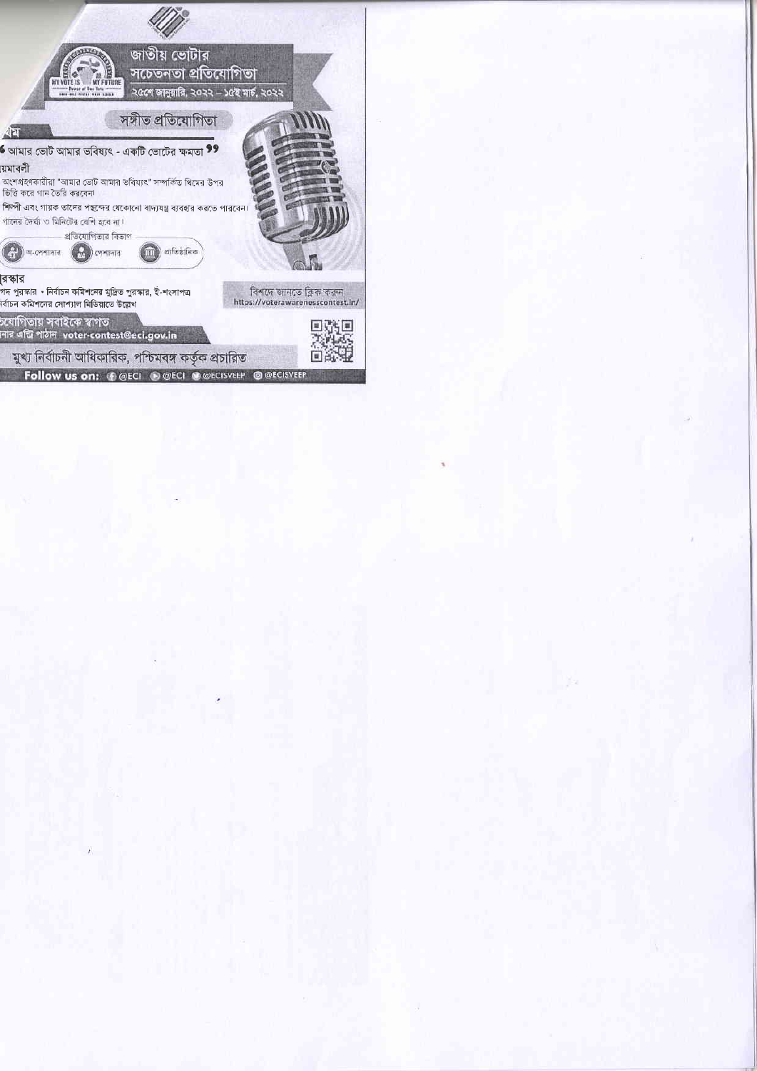# জাতীয় ভোটার সচেতনতা প্রতিযোগিতা

২৫শে জানুয়ারি, ২০২২ – ১৫ই মার্চ, ২০২২

MY VOTE IS MY FUTURE – Power of One Vote

## সঙ্গীত প্রতিযোগিতা

**থিম**

"আমার ভোট আমার ভবিষ্যৎ - একটি ভোটের ক্ষমতা"

**নিয়মাবলী**

- অংশগ্রহণকারীরা "আমার ভোট আমার ভবিষ্যৎ" সম্পর্কিত থিমের উপর ভিত্তি করে গান তৈরি করবেন।
- শিল্পী এবং গায়ক তাদের পছন্দের যেকোনো বাদ্যযন্ত্র ব্যবহার করতে পারবেন।
- গানের দৈর্ঘ্য ৩ মিনিটের বেশি হবে না।

**প্রতিযোগিতার বিভাগ**

অ-পেশাদার | পেশাদার | প্রাতিষ্ঠানিক

**পুরস্কার**

নগদ পুরস্কার • নির্বাচন কমিশনের মুদ্রিত পুরস্কার, ই-শংসাপত্র

নির্বাচন কমিশনের সোশ্যাল মিডিয়াতে উল্লেখ

বিশদে জানতে ক্লিক করুন https://voterawarenesscontest.in/

**প্রতিযোগিতায় সবাইকে স্বাগত**

আপনার এন্ট্রি পাঠান voter-contest@eci.gov.in

মুখ্য নির্বাচনী আধিকারিক, পশ্চিমবঙ্গ কর্তৃক প্রচারিত

**Follow us on:** @ECI @ECI @ECISVEEP @ECISVEEP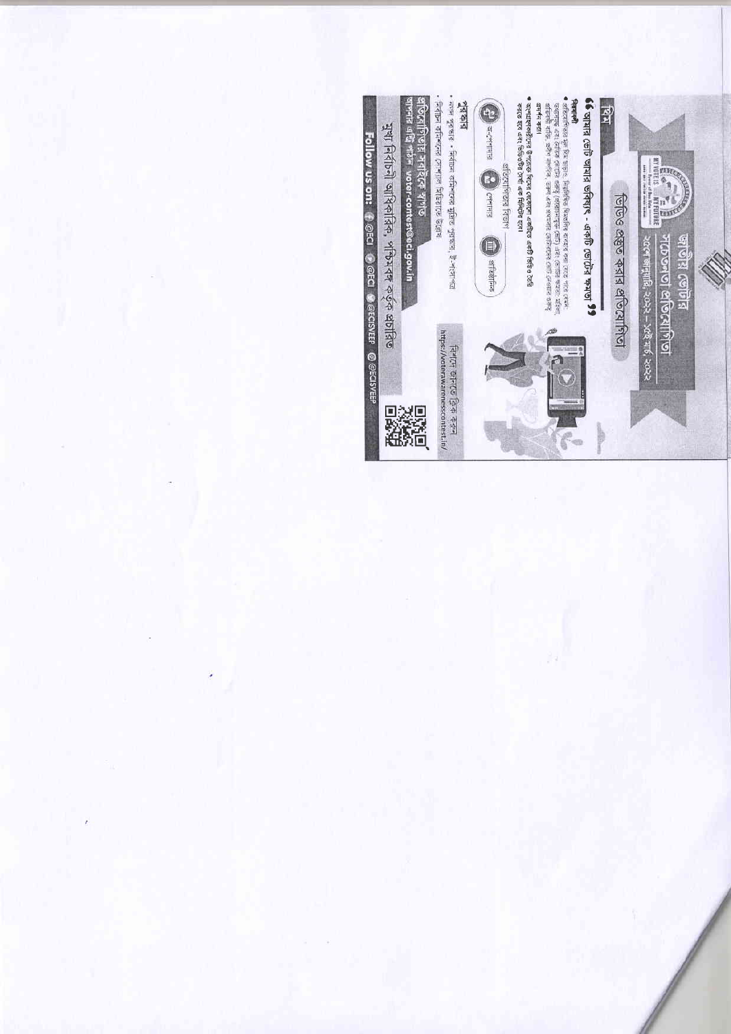# জাতীয় ভোটার সচেতনতা প্রতিযোগিতা

১৫ই জানুয়ারি ২০২২ – ১৫ই মার্চ ২০২২

## ভিডিও প্রস্তুত করার প্রতিযোগিতা

### থিম

"আমার ভোট আমার ভবিষ্যৎ - একটি ভোটের ক্ষমতা"

**নিয়মাবলী**

- প্রতিযোগীদের মূল থিম অনুসারে, নিম্নলিখিত বিষয়গুলির যেকোনো একটি বিষয়ের উপর ভিডিও তৈরি করতে হবে ...
- অংশগ্রহণকারীদের উপলব্ধ ... একটি ভিডিও তৈরি করতে হবে এবং ভিডিওটির দৈর্ঘ্য ... মিনিটের হবে।

**প্রতিযোগিতার বিভাগ**

অ-পেশাদার | পেশাদার | প্রাতিষ্ঠানিক

বিশদে জানতে ক্লিক করুন

https://voterawarenesscontest.in/

### পুরস্কার

- নগদ পুরস্কার • নির্বাচন কমিশনের দ্বারা প্রদত্ত পুরস্কার, ই-সার্টিফিকেট
- নির্বাচন কমিশনের সোশ্যাল মিডিয়াতে উল্লেখ

**প্রতিযোগিতায় সবাইকে স্বাগত**

আপনার এন্ট্রি পাঠান voter-contest@eci.gov.in

**মুখ্য নির্বাচনী আধিকারিক, পশ্চিমবঙ্গ কর্তৃক প্রচারিত**

Follow us on: @ECI @ECI @ECISVEEP @ECISVEEP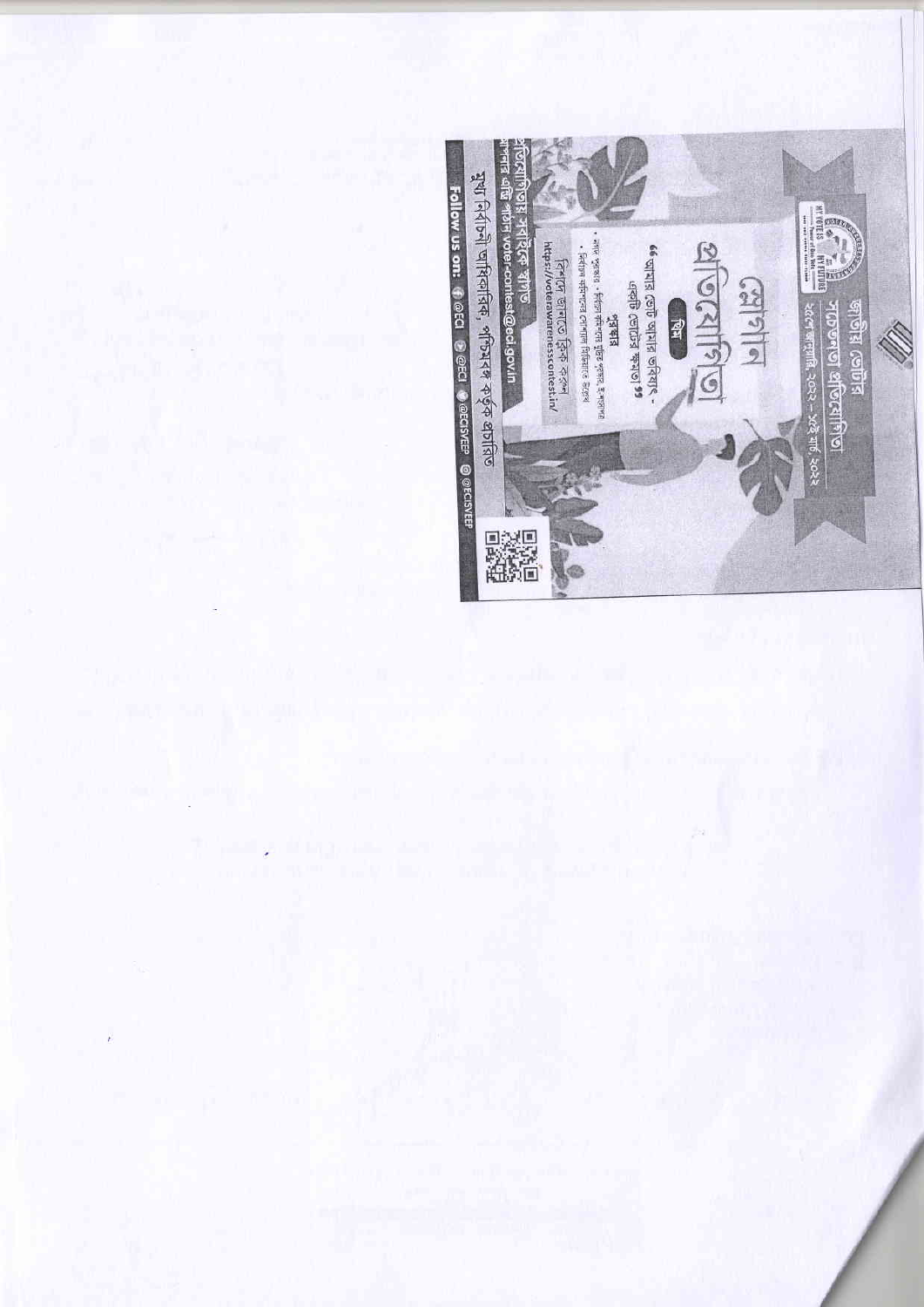জাতীয় ভোটার সচেতনতা প্রতিযোগিতা

১৫ই জানুয়ারি, ২০২২ – ১৫ই মার্চ, ২০২২

# স্লোগান প্রতিযোগিতা

থিম

"আমার ভোট আমার ভবিষ্যৎ - একটি ভোটের ক্ষমতা"

পুরস্কার

- নগদ পুরস্কার • বিজয়ীদের প্রতি প্রশংসা, ই-সার্টিফিকেট
- নির্বাচন কমিশনের দেওয়াল ক্যালেন্ডারে উল্লেখ

বিশদে জানতে ক্লিক করুন

https://voterawarenesscontest.in/

প্রতিযোগিতায় সংযুক্ত হতে আপনার এন্ট্রি পাঠান voter-contest@eci.gov.in

মুখ্য নির্বাচনী আধিকারিক, পশ্চিমবঙ্গ কর্তৃক প্রচারিত

Follow us on: @ECI @ECI @ECISVEEP @ECISVEEP